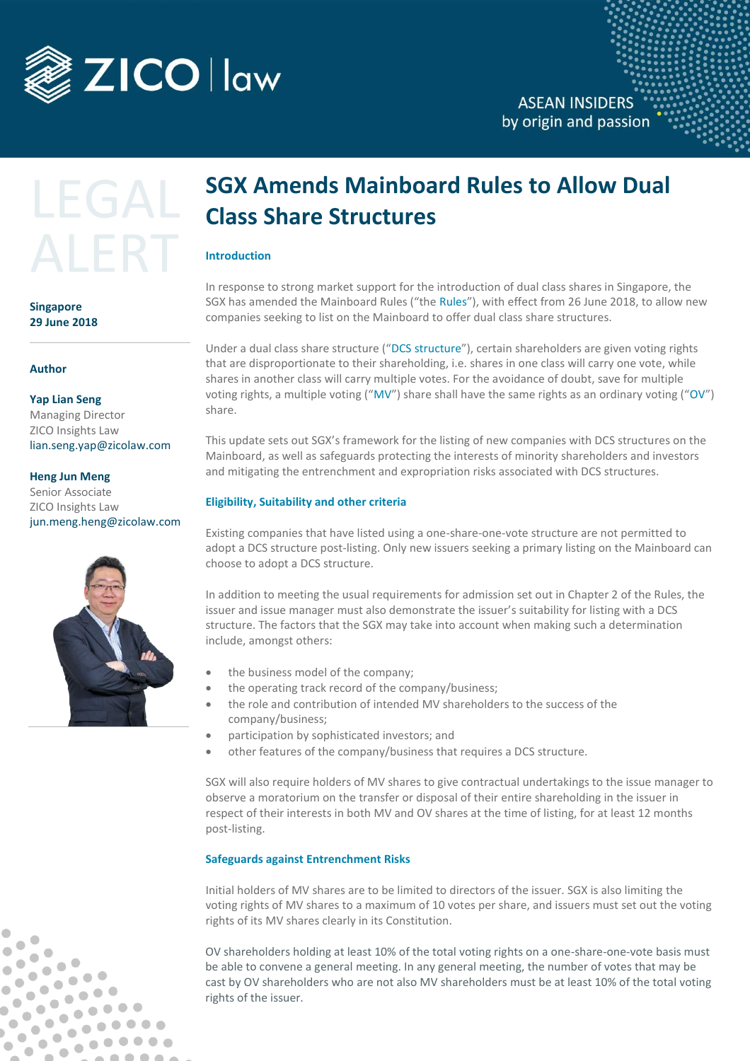LEGAL ALERT

**Singapore**
**29 June 2018**

**Author**

**Yap Lian Seng**
Managing Director
ZICO Insights Law
lian.seng.yap@zicolaw.com

**Heng Jun Meng**
Senior Associate
ZICO Insights Law
jun.meng.heng@zicolaw.com

# SGX Amends Mainboard Rules to Allow Dual Class Share Structures

### Introduction

In response to strong market support for the introduction of dual class shares in Singapore, the SGX has amended the Mainboard Rules ("the Rules"), with effect from 26 June 2018, to allow new companies seeking to list on the Mainboard to offer dual class share structures.

Under a dual class share structure ("DCS structure"), certain shareholders are given voting rights that are disproportionate to their shareholding, i.e. shares in one class will carry one vote, while shares in another class will carry multiple votes. For the avoidance of doubt, save for multiple voting rights, a multiple voting ("MV") share shall have the same rights as an ordinary voting ("OV") share.

This update sets out SGX's framework for the listing of new companies with DCS structures on the Mainboard, as well as safeguards protecting the interests of minority shareholders and investors and mitigating the entrenchment and expropriation risks associated with DCS structures.

### Eligibility, Suitability and other criteria

Existing companies that have listed using a one-share-one-vote structure are not permitted to adopt a DCS structure post-listing. Only new issuers seeking a primary listing on the Mainboard can choose to adopt a DCS structure.

In addition to meeting the usual requirements for admission set out in Chapter 2 of the Rules, the issuer and issue manager must also demonstrate the issuer's suitability for listing with a DCS structure. The factors that the SGX may take into account when making such a determination include, amongst others:

- the business model of the company;
- the operating track record of the company/business;
- the role and contribution of intended MV shareholders to the success of the company/business;
- participation by sophisticated investors; and
- other features of the company/business that requires a DCS structure.

SGX will also require holders of MV shares to give contractual undertakings to the issue manager to observe a moratorium on the transfer or disposal of their entire shareholding in the issuer in respect of their interests in both MV and OV shares at the time of listing, for at least 12 months post-listing.

### Safeguards against Entrenchment Risks

Initial holders of MV shares are to be limited to directors of the issuer. SGX is also limiting the voting rights of MV shares to a maximum of 10 votes per share, and issuers must set out the voting rights of its MV shares clearly in its Constitution.

OV shareholders holding at least 10% of the total voting rights on a one-share-one-vote basis must be able to convene a general meeting. In any general meeting, the number of votes that may be cast by OV shareholders who are not also MV shareholders must be at least 10% of the total voting rights of the issuer.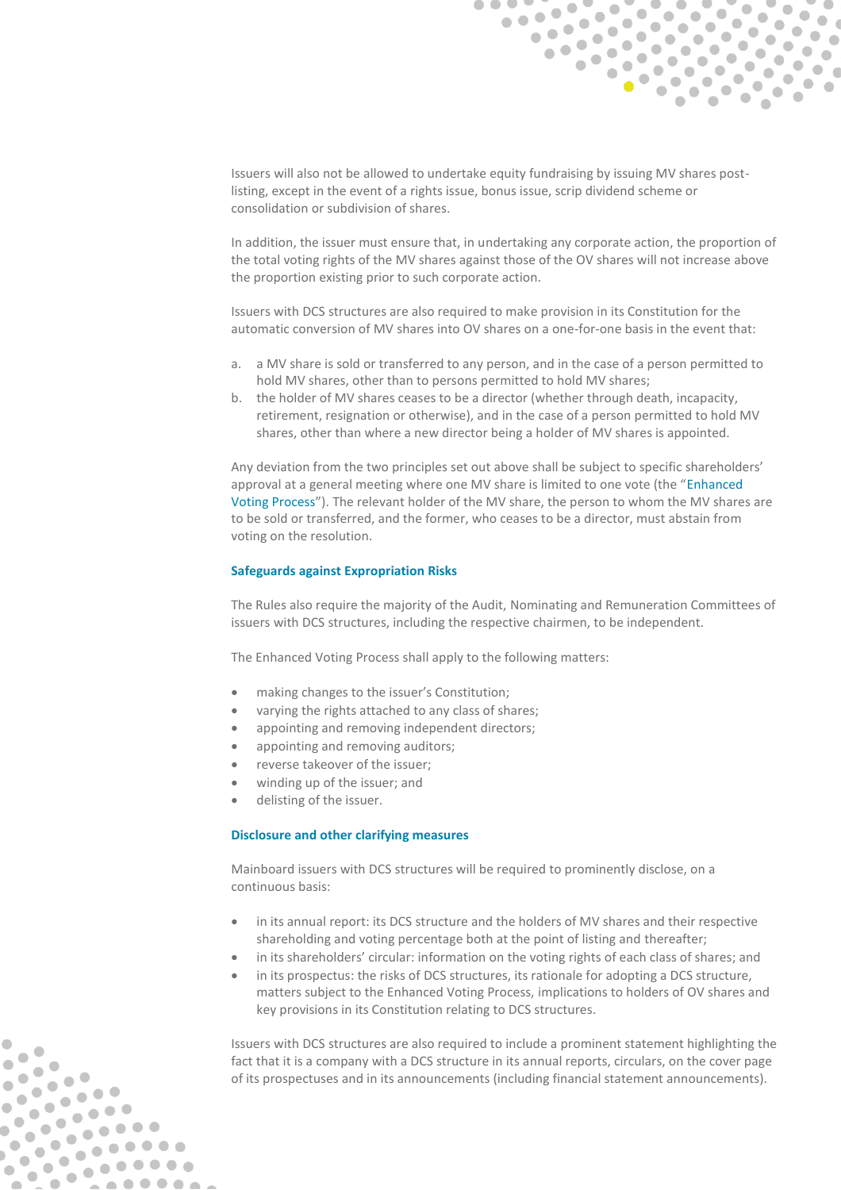Issuers will also not be allowed to undertake equity fundraising by issuing MV shares post-listing, except in the event of a rights issue, bonus issue, scrip dividend scheme or consolidation or subdivision of shares.

In addition, the issuer must ensure that, in undertaking any corporate action, the proportion of the total voting rights of the MV shares against those of the OV shares will not increase above the proportion existing prior to such corporate action.

Issuers with DCS structures are also required to make provision in its Constitution for the automatic conversion of MV shares into OV shares on a one-for-one basis in the event that:

a. a MV share is sold or transferred to any person, and in the case of a person permitted to hold MV shares, other than to persons permitted to hold MV shares;
b. the holder of MV shares ceases to be a director (whether through death, incapacity, retirement, resignation or otherwise), and in the case of a person permitted to hold MV shares, other than where a new director being a holder of MV shares is appointed.

Any deviation from the two principles set out above shall be subject to specific shareholders' approval at a general meeting where one MV share is limited to one vote (the "Enhanced Voting Process"). The relevant holder of the MV share, the person to whom the MV shares are to be sold or transferred, and the former, who ceases to be a director, must abstain from voting on the resolution.

### Safeguards against Expropriation Risks

The Rules also require the majority of the Audit, Nominating and Remuneration Committees of issuers with DCS structures, including the respective chairmen, to be independent.

The Enhanced Voting Process shall apply to the following matters:

- making changes to the issuer's Constitution;
- varying the rights attached to any class of shares;
- appointing and removing independent directors;
- appointing and removing auditors;
- reverse takeover of the issuer;
- winding up of the issuer; and
- delisting of the issuer.

### Disclosure and other clarifying measures

Mainboard issuers with DCS structures will be required to prominently disclose, on a continuous basis:

- in its annual report: its DCS structure and the holders of MV shares and their respective shareholding and voting percentage both at the point of listing and thereafter;
- in its shareholders' circular: information on the voting rights of each class of shares; and
- in its prospectus: the risks of DCS structures, its rationale for adopting a DCS structure, matters subject to the Enhanced Voting Process, implications to holders of OV shares and key provisions in its Constitution relating to DCS structures.

Issuers with DCS structures are also required to include a prominent statement highlighting the fact that it is a company with a DCS structure in its annual reports, circulars, on the cover page of its prospectuses and in its announcements (including financial statement announcements).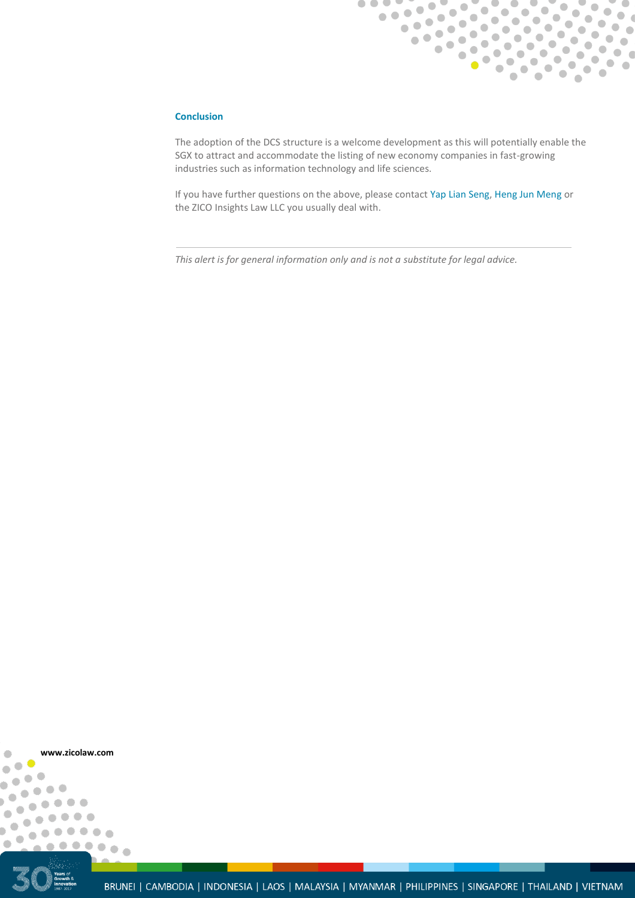## Conclusion

The adoption of the DCS structure is a welcome development as this will potentially enable the SGX to attract and accommodate the listing of new economy companies in fast-growing industries such as information technology and life sciences.

If you have further questions on the above, please contact Yap Lian Seng, Heng Jun Meng or the ZICO Insights Law LLC you usually deal with.

---

*This alert is for general information only and is not a substitute for legal advice.*